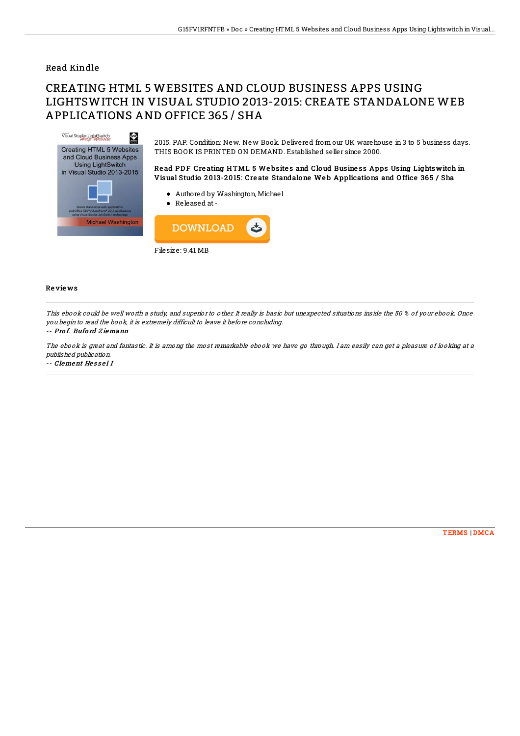Read Kindle

# CREATING HTML 5 WEBSITES AND CLOUD BUSINESS APPS USING LIGHTSWITCH IN VISUAL STUDIO 2013-2015: CREATE STANDALONE WEB APPLICATIONS AND OFFICE 365 / SHA

2015. PAP. Condition: New. New Book. Delivered from our UK warehouse in 3 to 5 business days. THIS BOOK IS PRINTED ON DEMAND. Established seller since 2000.

**Read PDF Creating HTML 5 Websites and Cloud Business Apps Using Lightswitch in Visual Studio 2013-2015: Create Standalone Web Applications and Office 365 / Sha**

- Authored by Washington, Michael
- Released at -

Filesize: 9.41 MB

## Reviews

*This ebook could be well worth a study, and superior to other. It really is basic but unexpected situations inside the 50 % of your ebook. Once you begin to read the book, it is extremely difficult to leave it before concluding.*

-- *Prof. Buford Ziemann*

*The ebook is great and fantastic. It is among the most remarkable ebook we have go through. I am easily can get a pleasure of looking at a published publication.*

-- *Clement Hessel I*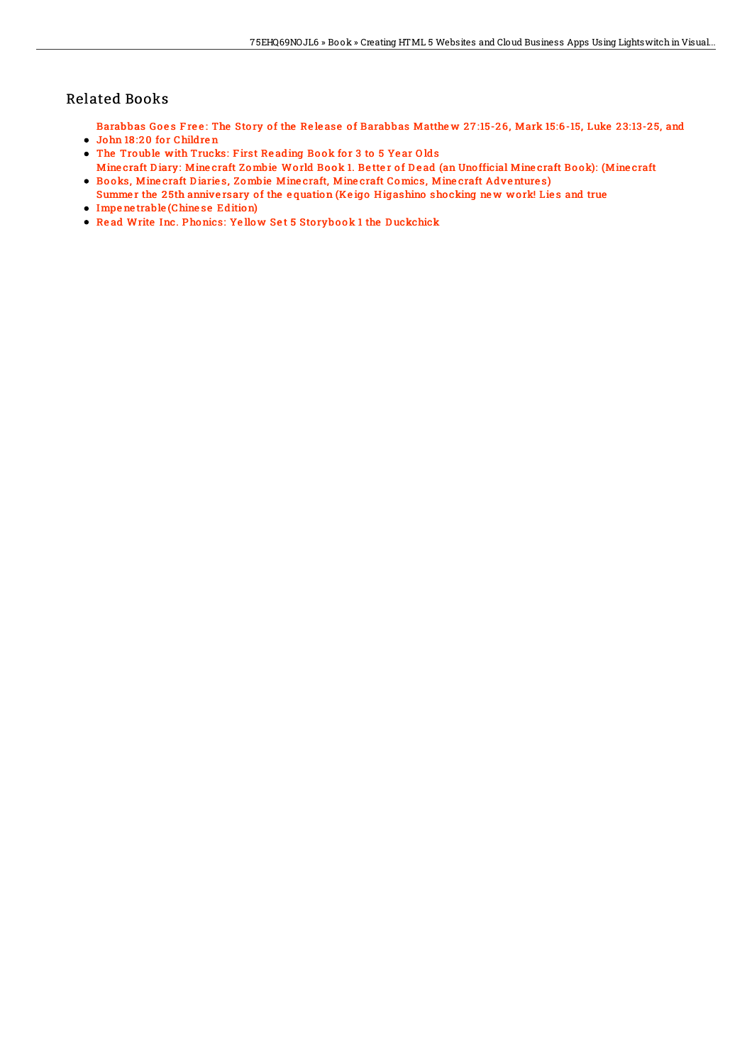## Related Books

- Barabbas Goes Free: The Story of the Release of Barabbas Matthew 27:15-26, Mark 15:6-15, Luke 23:13-25, and John 18:20 for Children
- The Trouble with Trucks: First Reading Book for 3 to 5 Year Olds
- Minecraft Diary: Minecraft Zombie World Book 1. Better of Dead (an Unofficial Minecraft Book): (Minecraft Books, Minecraft Diaries, Zombie Minecraft, Minecraft Comics, Minecraft Adventures)
- Summer the 25th anniversary of the equation (Keigo Higashino shocking new work! Lies and true Impenetrable(Chinese Edition)
- Read Write Inc. Phonics: Yellow Set 5 Storybook 1 the Duckchick